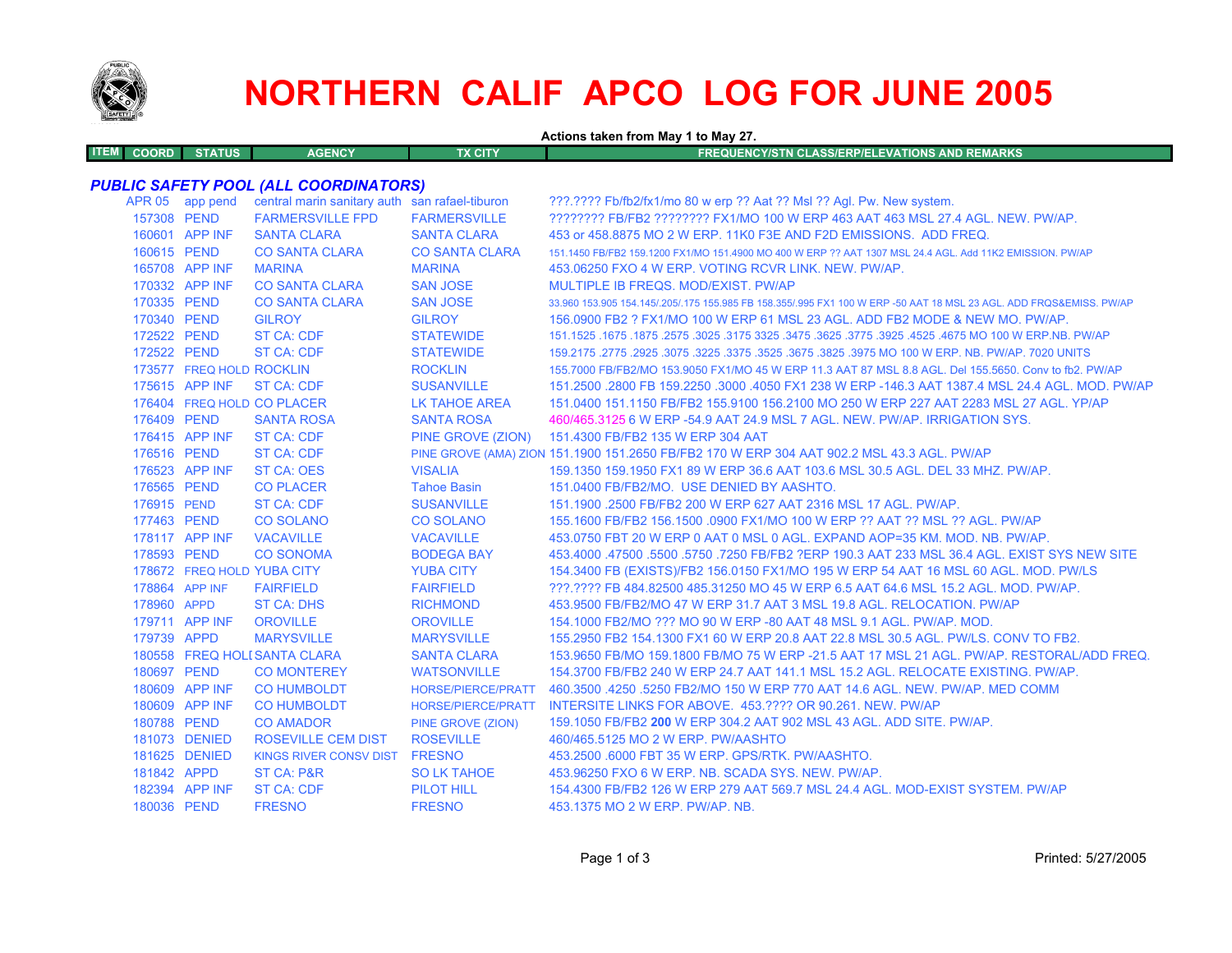# NORTHERN CALIF APCO LOG FOR JUNE 2005

**Actions taken from May 1 to May 27.**

| ITEM | COORD | STATUS | AGENCY | TX CITY | FREQUENCY/STN CLASS/ERP/ELEVATIONS AND REMARKS |
|---|---|---|---|---|---|
| ***PUBLIC SAFETY POOL (ALL COORDINATORS)*** | | | | | |
| | APR 05 | app pend | central marin sanitary auth | san rafael-tiburon | ???.???? Fb/fb2/fx1/mo 80 w erp ?? Aat ?? Msl ?? Agl. Pw. New system. |
| | 157308 | PEND | FARMERSVILLE FPD | FARMERSVILLE | ???????? FB/FB2 ???????? FX1/MO 100 W ERP 463 AAT 463 MSL 27.4 AGL. NEW. PW/AP. |
| | 160601 | APP INF | SANTA CLARA | SANTA CLARA | 453 or 458.8875 MO 2 W ERP. 11K0 F3E AND F2D EMISSIONS. ADD FREQ. |
| | 160615 | PEND | CO SANTA CLARA | CO SANTA CLARA | 151.1450 FB/FB2 159.1200 FX1/MO 151.4900 MO 400 W ERP ?? AAT 1307 MSL 24.4 AGL. Add 11K2 EMISSION. PW/AP |
| | 165708 | APP INF | MARINA | MARINA | 453.06250 FXO 4 W ERP. VOTING RCVR LINK. NEW. PW/AP. |
| | 170332 | APP INF | CO SANTA CLARA | SAN JOSE | MULTIPLE IB FREQS. MOD/EXIST. PW/AP |
| | 170335 | PEND | CO SANTA CLARA | SAN JOSE | 33.960 153.905 154.145/.205/.175 155.985 FB 158.355/.995 FX1 100 W ERP -50 AAT 18 MSL 23 AGL. ADD FRQS&EMISS. PW/AP |
| | 170340 | PEND | GILROY | GILROY | 156.0900 FB2 ? FX1/MO 100 W ERP 61 MSL 23 AGL. ADD FB2 MODE & NEW MO. PW/AP. |
| | 172522 | PEND | ST CA: CDF | STATEWIDE | 151.1525 .1675 .1875 .2575 .3025 .3175 3325 .3475 .3625 .3775 .3925 .4525 .4675 MO 100 W ERP.NB. PW/AP |
| | 172522 | PEND | ST CA: CDF | STATEWIDE | 159.2175 .2775 .2925 .3075 .3225 .3375 .3525 .3675 .3825 .3975 MO 100 W ERP. NB. PW/AP. 7020 UNITS |
| | 173577 | FREQ HOLD | ROCKLIN | ROCKLIN | 155.7000 FB/FB2/MO 153.9050 FX1/MO 45 W ERP 11.3 AAT 87 MSL 8.8 AGL. Del 155.5650. Conv to fb2. PW/AP |
| | 175615 | APP INF | ST CA: CDF | SUSANVILLE | 151.2500 .2800 FB 159.2250 .3000 .4050 FX1 238 W ERP -146.3 AAT 1387.4 MSL 24.4 AGL. MOD. PW/AP |
| | 176404 | FREQ HOLD | CO PLACER | LK TAHOE AREA | 151.0400 151.1150 FB/FB2 155.9100 156.2100 MO 250 W ERP 227 AAT 2283 MSL 27 AGL. YP/AP |
| | 176409 | PEND | SANTA ROSA | SANTA ROSA | 460/465.3125 6 W ERP -54.9 AAT 24.9 MSL 7 AGL. NEW. PW/AP. IRRIGATION SYS. |
| | 176415 | APP INF | ST CA: CDF | PINE GROVE (ZION) | 151.4300 FB/FB2 135 W ERP 304 AAT |
| | 176516 | PEND | ST CA: CDF | PINE GROVE (AMA) ZION | 151.1900 151.2650 FB/FB2 170 W ERP 304 AAT 902.2 MSL 43.3 AGL. PW/AP |
| | 176523 | APP INF | ST CA: OES | VISALIA | 159.1350 159.1950 FX1 89 W ERP 36.6 AAT 103.6 MSL 30.5 AGL. DEL 33 MHZ. PW/AP. |
| | 176565 | PEND | CO PLACER | Tahoe Basin | 151.0400 FB/FB2/MO. USE DENIED BY AASHTO. |
| | 176915 | PEND | ST CA: CDF | SUSANVILLE | 151.1900 .2500 FB/FB2 200 W ERP 627 AAT 2316 MSL 17 AGL. PW/AP. |
| | 177463 | PEND | CO SOLANO | CO SOLANO | 155.1600 FB/FB2 156.1500 .0900 FX1/MO 100 W ERP ?? AAT ?? MSL ?? AGL. PW/AP |
| | 178117 | APP INF | VACAVILLE | VACAVILLE | 453.0750 FBT 20 W ERP 0 AAT 0 MSL 0 AGL. EXPAND AOP=35 KM. MOD. NB. PW/AP. |
| | 178593 | PEND | CO SONOMA | BODEGA BAY | 453.4000 .47500 .5500 .5750 .7250 FB/FB2 ?ERP 190.3 AAT 233 MSL 36.4 AGL. EXIST SYS NEW SITE |
| | 178672 | FREQ HOLD | YUBA CITY | YUBA CITY | 154.3400 FB (EXISTS)/FB2 156.0150 FX1/MO 195 W ERP 54 AAT 16 MSL 60 AGL. MOD. PW/LS |
| | 178864 | APP INF | FAIRFIELD | FAIRFIELD | ???.???? FB 484.82500 485.31250 MO 45 W ERP 6.5 AAT 64.6 MSL 15.2 AGL. MOD. PW/AP. |
| | 178960 | APPD | ST CA: DHS | RICHMOND | 453.9500 FB/FB2/MO 47 W ERP 31.7 AAT 3 MSL 19.8 AGL. RELOCATION. PW/AP |
| | 179711 | APP INF | OROVILLE | OROVILLE | 154.1000 FB2/MO ??? MO 90 W ERP -80 AAT 48 MSL 9.1 AGL. PW/AP. MOD. |
| | 179739 | APPD | MARYSVILLE | MARYSVILLE | 155.2950 FB2 154.1300 FX1 60 W ERP 20.8 AAT 22.8 MSL 30.5 AGL. PW/LS. CONV TO FB2. |
| | 180558 | FREQ HOLD | SANTA CLARA | SANTA CLARA | 153.9650 FB/MO 159.1800 FB/MO 75 W ERP -21.5 AAT 17 MSL 21 AGL. PW/AP. RESTORAL/ADD FREQ. |
| | 180697 | PEND | CO MONTEREY | WATSONVILLE | 154.3700 FB/FB2 240 W ERP 24.7 AAT 141.1 MSL 15.2 AGL. RELOCATE EXISTING. PW/AP. |
| | 180609 | APP INF | CO HUMBOLDT | HORSE/PIERCE/PRATT | 460.3500 .4250 .5250 FB2/MO 150 W ERP 770 AAT 14.6 AGL. NEW. PW/AP. MED COMM |
| | 180609 | APP INF | CO HUMBOLDT | HORSE/PIERCE/PRATT | INTERSITE LINKS FOR ABOVE. 453.???? OR 90.261. NEW. PW/AP |
| | 180788 | PEND | CO AMADOR | PINE GROVE (ZION) | 159.1050 FB/FB2 **200** W ERP 304.2 AAT 902 MSL 43 AGL. ADD SITE. PW/AP. |
| | 181073 | DENIED | ROSEVILLE CEM DIST | ROSEVILLE | 460/465.5125 MO 2 W ERP. PW/AASHTO |
| | 181625 | DENIED | KINGS RIVER CONSV DIST | FRESNO | 453.2500 .6000 FBT 35 W ERP. GPS/RTK. PW/AASHTO. |
| | 181842 | APPD | ST CA: P&R | SO LK TAHOE | 453.96250 FXO 6 W ERP. NB. SCADA SYS. NEW. PW/AP. |
| | 182394 | APP INF | ST CA: CDF | PILOT HILL | 154.4300 FB/FB2 126 W ERP 279 AAT 569.7 MSL 24.4 AGL. MOD-EXIST SYSTEM. PW/AP |
| | 180036 | PEND | FRESNO | FRESNO | 453.1375 MO 2 W ERP. PW/AP. NB. |

Printed: 5/27/2005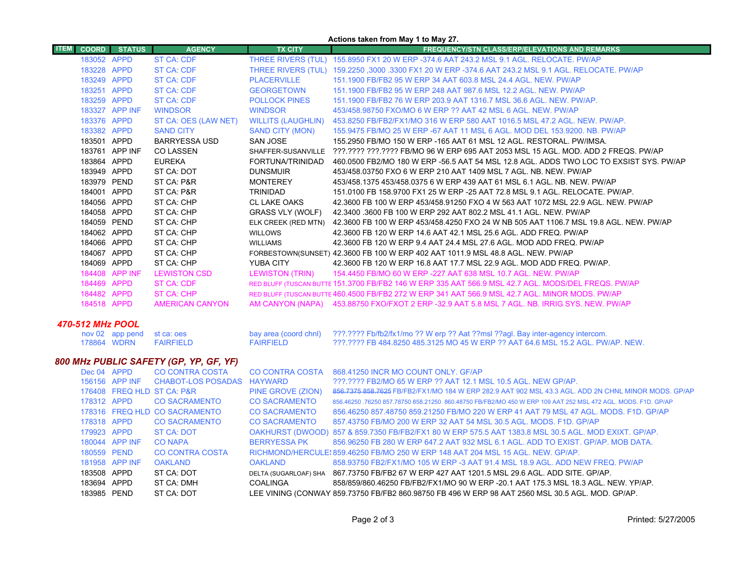Actions taken from May 1 to May 27.

| ITEM | COORD | STATUS | AGENCY | TX CITY | FREQUENCY/STN CLASS/ERP/ELEVATIONS AND REMARKS |
|---|---|---|---|---|---|
| | 183052 | APPD | ST CA: CDF | THREE RIVERS (TUL) | 155.8950 FX1 20 W ERP -374.6 AAT 243.2 MSL 9.1 AGL. RELOCATE. PW/AP |
| | 183228 | APPD | ST CA: CDF | THREE RIVERS (TUL) | 159.2250 ,3000 .3300 FX1 20 W ERP -374.6 AAT 243.2 MSL 9.1 AGL. RELOCATE. PW/AP |
| | 183249 | APPD | ST CA: CDF | PLACERVILLE | 151.1900 FB/FB2 95 W ERP 34 AAT 603.8 MSL 24.4 AGL. NEW. PW/AP |
| | 183251 | APPD | ST CA: CDF | GEORGETOWN | 151.1900 FB/FB2 95 W ERP 248 AAT 987.6 MSL 12.2 AGL. NEW. PW/AP |
| | 183259 | APPD | ST CA: CDF | POLLOCK PINES | 151.1900 FB/FB2 76 W ERP 203.9 AAT 1316.7 MSL 36.6 AGL. NEW. PW/AP. |
| | 183327 | APP INF | WINDSOR | WINDSOR | 453/458.98750 FXO/MO 6 W ERP ?? AAT 42 MSL 6 AGL. NEW. PW/AP |
| | 183376 | APPD | ST CA: OES (LAW NET) | WILLITS (LAUGHLIN) | 453.8250 FB/FB2/FX1/MO 316 W ERP 580 AAT 1016.5 MSL 47.2 AGL. NEW. PW/AP. |
| | 183382 | APPD | SAND CITY | SAND CITY (MON) | 155.9475 FB/MO 25 W ERP -67 AAT 11 MSL 6 AGL. MOD DEL 153.9200. NB. PW/AP |
| | 183501 | APPD | BARRYESSA USD | SAN JOSE | 155.2950 FB/MO 150 W ERP -165 AAT 61 MSL 12 AGL. RESTORAL. PW/IMSA. |
| | 183761 | APP INF | CO LASSEN | SHAFFER-SUSANVILLE | ???.???? ???.???? FB/MO 96 W ERP 695 AAT 2053 MSL 15 AGL. MOD. ADD 2 FREQS. PW/AP |
| | 183864 | APPD | EUREKA | FORTUNA/TRINIDAD | 460.0500 FB2/MO 180 W ERP -56.5 AAT 54 MSL 12.8 AGL. ADDS TWO LOC TO EXSIST SYS. PW/AP |
| | 183949 | APPD | ST CA: DOT | DUNSMUIR | 453/458.03750 FXO 6 W ERP 210 AAT 1409 MSL 7 AGL. NB. NEW. PW/AP |
| | 183979 | PEND | ST CA: P&R | MONTEREY | 453/458.1375 453/458.0375 6 W ERP 439 AAT 61 MSL 6.1 AGL. NB. NEW. PW/AP |
| | 184001 | APPD | ST CA: P&R | TRINIDAD | 151.0100 FB 158.9700 FX1 25 W ERP -25 AAT 72.8 MSL 9.1 AGL. RELOCATE. PW/AP. |
| | 184056 | APPD | ST CA: CHP | CL LAKE OAKS | 42.3600 FB 100 W ERP 453/458.91250 FXO 4 W 563 AAT 1072 MSL 22.9 AGL. NEW. PW/AP |
| | 184058 | APPD | ST CA: CHP | GRASS VLY (WOLF) | 42.3400 .3600 FB 100 W ERP 292 AAT 802.2 MSL 41.1 AGL. NEW. PW/AP |
| | 184059 | PEND | ST CA: CHP | ELK CREEK (RED MTN) | 42.3600 FB 100 W ERP 453/458.4250 FXO 24 W NB 505 AAT 1106.7 MSL 19.8 AGL. NEW. PW/AP |
| | 184062 | APPD | ST CA: CHP | WILLOWS | 42.3600 FB 120 W ERP 14.6 AAT 42.1 MSL 25.6 AGL. ADD FREQ. PW/AP |
| | 184066 | APPD | ST CA: CHP | WILLIAMS | 42.3600 FB 120 W ERP 9.4 AAT 24.4 MSL 27.6 AGL. MOD ADD FREQ. PW/AP |
| | 184067 | APPD | ST CA: CHP | FORBESTOWN(SUNSET) | 42.3600 FB 100 W ERP 402 AAT 1011.9 MSL 48.8 AGL. NEW. PW/AP |
| | 184069 | APPD | ST CA: CHP | YUBA CITY | 42.3600 FB 120 W ERP 16.8 AAT 17.7 MSL 22.9 AGL. MOD ADD FREQ. PW/AP. |
| | 184408 | APP INF | LEWISTON CSD | LEWISTON (TRIN) | 154.4450 FB/MO 60 W ERP -227 AAT 638 MSL 10.7 AGL. NEW. PW/AP |
| | 184469 | APPD | ST CA: CDF | RED BLUFF (TUSCAN BUTTE | 151.3700 FB/FB2 146 W ERP 335 AAT 566.9 MSL 42.7 AGL. MODS/DEL FREQS. PW/AP |
| | 184482 | APPD | ST CA: CHP | RED BLUFF (TUSCAN BUTTE | 460.4500 FB/FB2 272 W ERP 341 AAT 566.9 MSL 42.7 AGL. MINOR MODS. PW/AP |
| | 184518 | APPD | AMERICAN CANYON | AM CANYON (NAPA) | 453.88750 FXO/FXOT 2 ERP -32.9 AAT 5.8 MSL 7 AGL. NB. IRRIG SYS. NEW. PW/AP |

## *470-512 MHz POOL*

| ITEM | COORD | STATUS | AGENCY | TX CITY | FREQUENCY/STN CLASS/ERP/ELEVATIONS AND REMARKS |
|---|---|---|---|---|---|
| | nov 02 | app pend | st ca: oes | bay area (coord chnl) | ???.???? Fb/fb2/fx1/mo ?? W erp ?? Aat ??msl ??agl. Bay inter-agency intercom. |
| | 178864 | WDRN | FAIRFIELD | FAIRFIELD | ???.???? FB 484.8250 485.3125 MO 45 W ERP ?? AAT 64.6 MSL 15.2 AGL. PW/AP. NEW. |

## *800 MHz PUBLIC SAFETY (GP, YP, GF, YF)*

| ITEM | COORD | STATUS | AGENCY | TX CITY | FREQUENCY/STN CLASS/ERP/ELEVATIONS AND REMARKS |
|---|---|---|---|---|---|
| | Dec 04 | APPD | CO CONTRA COSTA | CO CONTRA COSTA | 868.41250 INCR MO COUNT ONLY. GF/AP |
| | 156156 | APP INF | CHABOT-LOS POSADAS | HAYWARD | ???.???? FB2/MO 65 W ERP ?? AAT 12.1 MSL 10.5 AGL. NEW GP/AP. |
| | 176408 | FREQ HLD | ST CA: P&R | PINE GROVE (ZION) | ~~856.7375 858.7625~~ FB/FB2/FX1/MO 184 W ERP 282.9 AAT 902 MSL 43.3 AGL. ADD 2N CHNL MINOR MODS. GP/AP |
| | 178312 | APPD | CO SACRAMENTO | CO SACRAMENTO | 856.46250 .76250 857.78750 858.21250 860.48750 FB/FB2/MO 450 W ERP 109 AAT 252 MSL 472 AGL. MODS. F1D. GP/AP |
| | 178316 | FREQ HLD | CO SACRAMENTO | CO SACRAMENTO | 856.46250 857.48750 859.21250 FB/MO 220 W ERP 41 AAT 79 MSL 47 AGL. MODS. F1D. GP/AP |
| | 178318 | APPD | CO SACRAMENTO | CO SACRAMENTO | 857.43750 FB/MO 200 W ERP 32 AAT 54 MSL 30.5 AGL. MODS. F1D. GP/AP |
| | 179923 | APPD | ST CA: DOT | OAKHURST (DWOOD) | 857 & 859.7350 FB/FB2/FX1 80 W ERP 575.5 AAT 1383.8 MSL 30.5 AGL. MOD EXIXT. GP/AP. |
| | 180044 | APP INF | CO NAPA | BERRYESSA PK | 856.96250 FB 280 W ERP 647.2 AAT 932 MSL 6.1 AGL. ADD TO EXIST. GP/AP. MOB DATA. |
| | 180559 | PEND | CO CONTRA COSTA | RICHMOND/HERCULES | 859.46250 FB/MO 250 W ERP 148 AAT 204 MSL 15 AGL. NEW. GP/AP. |
| | 181958 | APP INF | OAKLAND | OAKLAND | 858.93750 FB2/FX1/MO 105 W ERP -3 AAT 91.4 MSL 18.9 AGL. ADD NEW FREQ. PW/AP |
| | 183508 | APPD | ST CA: DOT | DELTA (SUGARLOAF) SHA | 867.73750 FB/FB2 67 W ERP 427 AAT 1201.5 MSL 29.6 AGL. ADD SITE. GP/AP. |
| | 183694 | APPD | ST CA: DMH | COALINGA | 858/859/860.46250 FB/FB2/FX1/MO 90 W ERP -20.1 AAT 175.3 MSL 18.3 AGL. NEW. YP/AP. |
| | 183985 | PEND | ST CA: DOT | LEE VINING (CONWAY | 859.73750 FB/FB2 860.98750 FB 496 W ERP 98 AAT 2560 MSL 30.5 AGL. MOD. GP/AP. |

Printed: 5/27/2005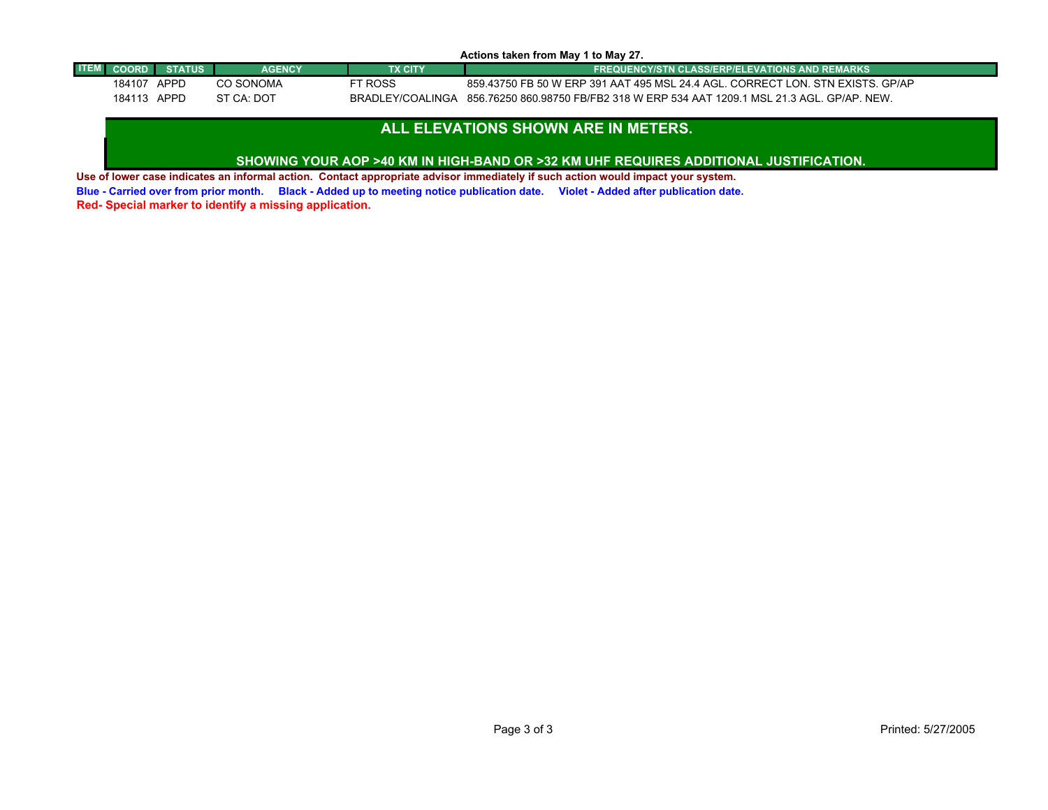**Actions taken from May 1 to May 27.**

| ITEM | COORD | STATUS | AGENCY | TX CITY | FREQUENCY/STN CLASS/ERP/ELEVATIONS AND REMARKS |
|---|---|---|---|---|---|
| | 184107 | APPD | CO SONOMA | FT ROSS | 859.43750 FB 50 W ERP 391 AAT 495 MSL 24.4 AGL. CORRECT LON. STN EXISTS. GP/AP |
| | 184113 | APPD | ST CA: DOT | BRADLEY/COALINGA | 856.76250 860.98750 FB/FB2 318 W ERP 534 AAT 1209.1 MSL 21.3 AGL. GP/AP. NEW. |

**ALL ELEVATIONS SHOWN ARE IN METERS.**

**SHOWING YOUR AOP >40 KM IN HIGH-BAND OR >32 KM UHF REQUIRES ADDITIONAL JUSTIFICATION.**

**Use of lower case indicates an informal action. Contact appropriate advisor immediately if such action would impact your system.**

**Blue - Carried over from prior month. Black - Added up to meeting notice publication date. Violet - Added after publication date.**

**Red- Special marker to identify a missing application.**

Printed: 5/27/2005